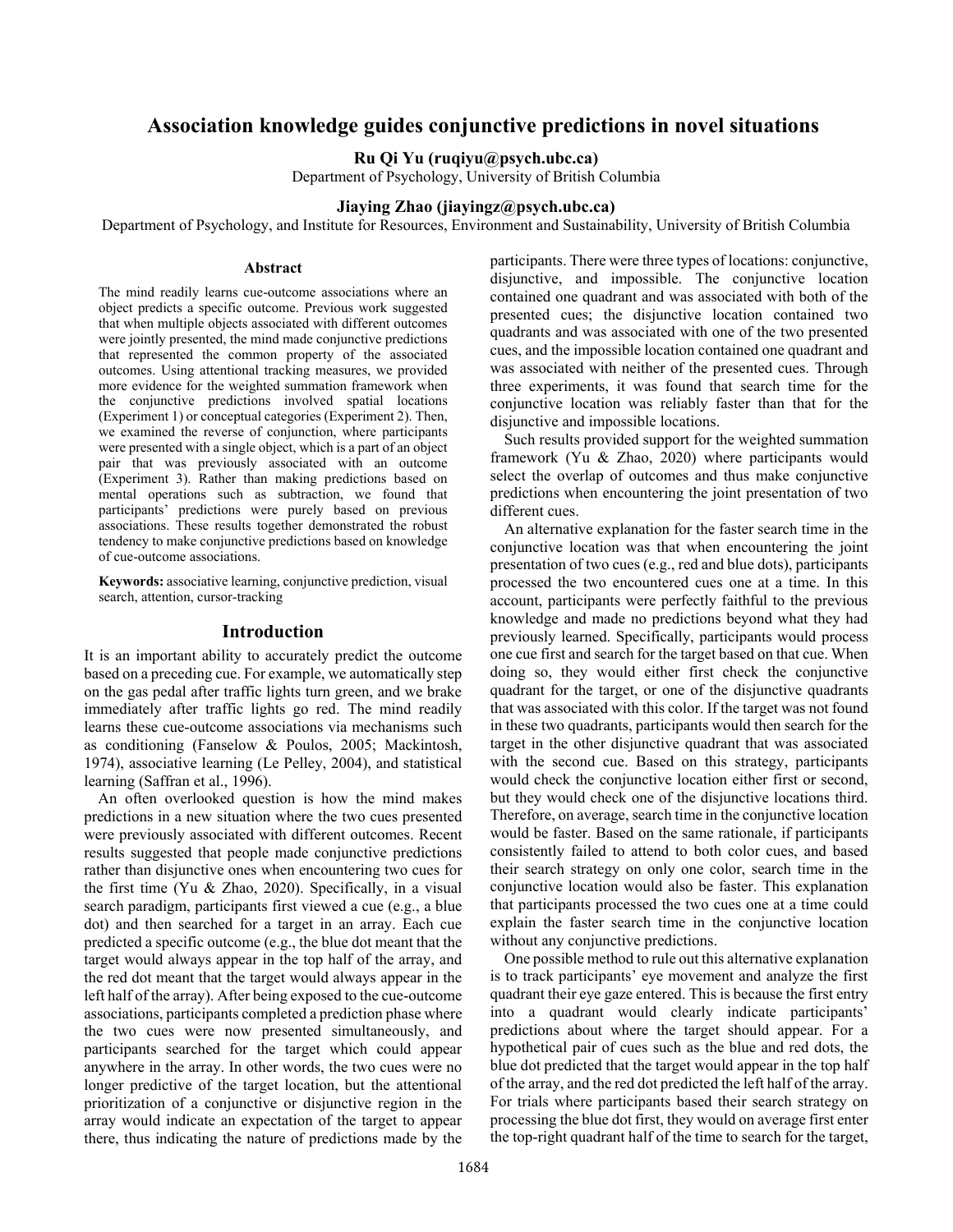# Association knowledge guides conjunctive predictions in novel situations

**Ru Qi Yu (ruqiyu@psych.ubc.ca)**
Department of Psychology, University of British Columbia

**Jiaying Zhao (jiayingz@psych.ubc.ca)**
Department of Psychology, and Institute for Resources, Environment and Sustainability, University of British Columbia

## Abstract

The mind readily learns cue-outcome associations where an object predicts a specific outcome. Previous work suggested that when multiple objects associated with different outcomes were jointly presented, the mind made conjunctive predictions that represented the common property of the associated outcomes. Using attentional tracking measures, we provided more evidence for the weighted summation framework when the conjunctive predictions involved spatial locations (Experiment 1) or conceptual categories (Experiment 2). Then, we examined the reverse of conjunction, where participants were presented with a single object, which is a part of an object pair that was previously associated with an outcome (Experiment 3). Rather than making predictions based on mental operations such as subtraction, we found that participants' predictions were purely based on previous associations. These results together demonstrated the robust tendency to make conjunctive predictions based on knowledge of cue-outcome associations.

**Keywords:** associative learning, conjunctive prediction, visual search, attention, cursor-tracking

## Introduction

It is an important ability to accurately predict the outcome based on a preceding cue. For example, we automatically step on the gas pedal after traffic lights turn green, and we brake immediately after traffic lights go red. The mind readily learns these cue-outcome associations via mechanisms such as conditioning (Fanselow & Poulos, 2005; Mackintosh, 1974), associative learning (Le Pelley, 2004), and statistical learning (Saffran et al., 1996).

An often overlooked question is how the mind makes predictions in a new situation where the two cues presented were previously associated with different outcomes. Recent results suggested that people made conjunctive predictions rather than disjunctive ones when encountering two cues for the first time (Yu & Zhao, 2020). Specifically, in a visual search paradigm, participants first viewed a cue (e.g., a blue dot) and then searched for a target in an array. Each cue predicted a specific outcome (e.g., the blue dot meant that the target would always appear in the top half of the array, and the red dot meant that the target would always appear in the left half of the array). After being exposed to the cue-outcome associations, participants completed a prediction phase where the two cues were now presented simultaneously, and participants searched for the target which could appear anywhere in the array. In other words, the two cues were no longer predictive of the target location, but the attentional prioritization of a conjunctive or disjunctive region in the array would indicate an expectation of the target to appear there, thus indicating the nature of predictions made by the participants. There were three types of locations: conjunctive, disjunctive, and impossible. The conjunctive location contained one quadrant and was associated with both of the presented cues; the disjunctive location contained two quadrants and was associated with one of the two presented cues, and the impossible location contained one quadrant and was associated with neither of the presented cues. Through three experiments, it was found that search time for the conjunctive location was reliably faster than that for the disjunctive and impossible locations.

Such results provided support for the weighted summation framework (Yu & Zhao, 2020) where participants would select the overlap of outcomes and thus make conjunctive predictions when encountering the joint presentation of two different cues.

An alternative explanation for the faster search time in the conjunctive location was that when encountering the joint presentation of two cues (e.g., red and blue dots), participants processed the two encountered cues one at a time. In this account, participants were perfectly faithful to the previous knowledge and made no predictions beyond what they had previously learned. Specifically, participants would process one cue first and search for the target based on that cue. When doing so, they would either first check the conjunctive quadrant for the target, or one of the disjunctive quadrants that was associated with this color. If the target was not found in these two quadrants, participants would then search for the target in the other disjunctive quadrant that was associated with the second cue. Based on this strategy, participants would check the conjunctive location either first or second, but they would check one of the disjunctive locations third. Therefore, on average, search time in the conjunctive location would be faster. Based on the same rationale, if participants consistently failed to attend to both color cues, and based their search strategy on only one color, search time in the conjunctive location would also be faster. This explanation that participants processed the two cues one at a time could explain the faster search time in the conjunctive location without any conjunctive predictions.

One possible method to rule out this alternative explanation is to track participants' eye movement and analyze the first quadrant their eye gaze entered. This is because the first entry into a quadrant would clearly indicate participants' predictions about where the target should appear. For a hypothetical pair of cues such as the blue and red dots, the blue dot predicted that the target would appear in the top half of the array, and the red dot predicted the left half of the array. For trials where participants based their search strategy on processing the blue dot first, they would on average first enter the top-right quadrant half of the time to search for the target,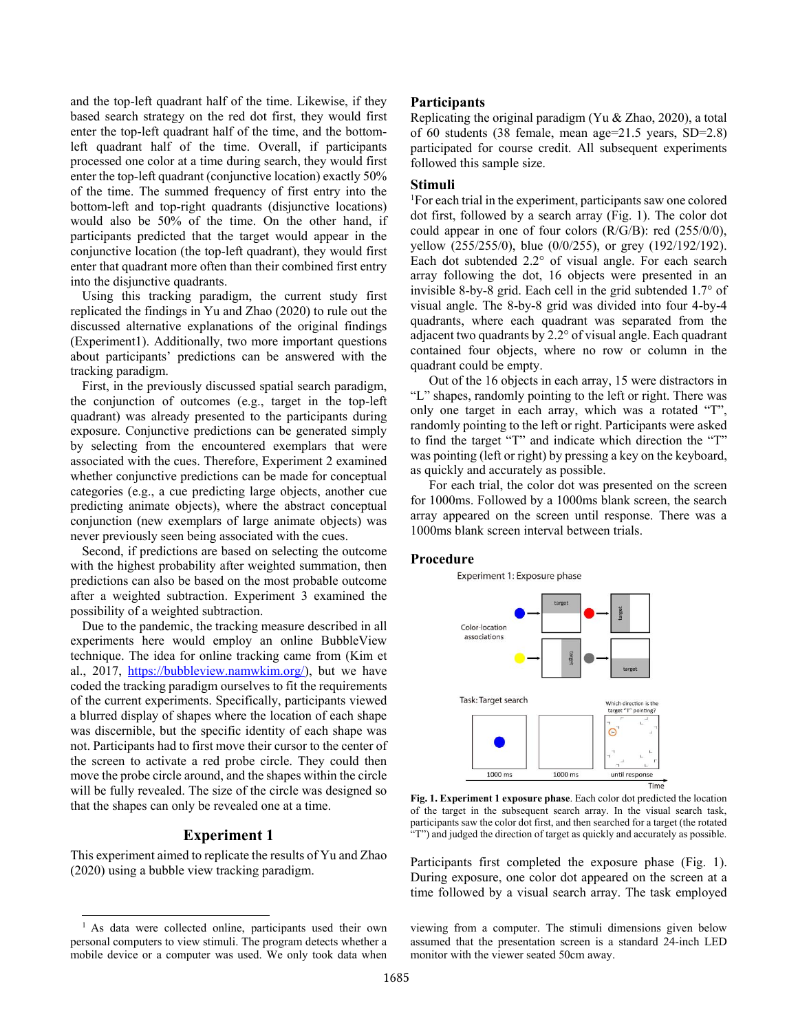and the top-left quadrant half of the time. Likewise, if they based search strategy on the red dot first, they would first enter the top-left quadrant half of the time, and the bottom-left quadrant half of the time. Overall, if participants processed one color at a time during search, they would first enter the top-left quadrant (conjunctive location) exactly 50% of the time. The summed frequency of first entry into the bottom-left and top-right quadrants (disjunctive locations) would also be 50% of the time. On the other hand, if participants predicted that the target would appear in the conjunctive location (the top-left quadrant), they would first enter that quadrant more often than their combined first entry into the disjunctive quadrants.

Using this tracking paradigm, the current study first replicated the findings in Yu and Zhao (2020) to rule out the discussed alternative explanations of the original findings (Experiment1). Additionally, two more important questions about participants' predictions can be answered with the tracking paradigm.

First, in the previously discussed spatial search paradigm, the conjunction of outcomes (e.g., target in the top-left quadrant) was already presented to the participants during exposure. Conjunctive predictions can be generated simply by selecting from the encountered exemplars that were associated with the cues. Therefore, Experiment 2 examined whether conjunctive predictions can be made for conceptual categories (e.g., a cue predicting large objects, another cue predicting animate objects), where the abstract conceptual conjunction (new exemplars of large animate objects) was never previously seen being associated with the cues.

Second, if predictions are based on selecting the outcome with the highest probability after weighted summation, then predictions can also be based on the most probable outcome after a weighted subtraction. Experiment 3 examined the possibility of a weighted subtraction.

Due to the pandemic, the tracking measure described in all experiments here would employ an online BubbleView technique. The idea for online tracking came from (Kim et al., 2017, https://bubbleview.namwkim.org/), but we have coded the tracking paradigm ourselves to fit the requirements of the current experiments. Specifically, participants viewed a blurred display of shapes where the location of each shape was discernible, but the specific identity of each shape was not. Participants had to first move their cursor to the center of the screen to activate a red probe circle. They could then move the probe circle around, and the shapes within the circle will be fully revealed. The size of the circle was designed so that the shapes can only be revealed one at a time.

## Experiment 1

This experiment aimed to replicate the results of Yu and Zhao (2020) using a bubble view tracking paradigm.

### Participants

Replicating the original paradigm (Yu & Zhao, 2020), a total of 60 students (38 female, mean age=21.5 years, SD=2.8) participated for course credit. All subsequent experiments followed this sample size.

### Stimuli

[1]For each trial in the experiment, participants saw one colored dot first, followed by a search array (Fig. 1). The color dot could appear in one of four colors (R/G/B): red (255/0/0), yellow (255/255/0), blue (0/0/255), or grey (192/192/192). Each dot subtended 2.2° of visual angle. For each search array following the dot, 16 objects were presented in an invisible 8-by-8 grid. Each cell in the grid subtended 1.7° of visual angle. The 8-by-8 grid was divided into four 4-by-4 quadrants, where each quadrant was separated from the adjacent two quadrants by 2.2° of visual angle. Each quadrant contained four objects, where no row or column in the quadrant could be empty.

Out of the 16 objects in each array, 15 were distractors in "L" shapes, randomly pointing to the left or right. There was only one target in each array, which was a rotated "T", randomly pointing to the left or right. Participants were asked to find the target "T" and indicate which direction the "T" was pointing (left or right) by pressing a key on the keyboard, as quickly and accurately as possible.

For each trial, the color dot was presented on the screen for 1000ms. Followed by a 1000ms blank screen, the search array appeared on the screen until response. There was a 1000ms blank screen interval between trials.

### Procedure

**Fig. 1. Experiment 1 exposure phase**. Each color dot predicted the location of the target in the subsequent search array. In the visual search task, participants saw the color dot first, and then searched for a target (the rotated "T") and judged the direction of target as quickly and accurately as possible.

Participants first completed the exposure phase (Fig. 1). During exposure, one color dot appeared on the screen at a time followed by a visual search array. The task employed

[1] As data were collected online, participants used their own personal computers to view stimuli. The program detects whether a mobile device or a computer was used. We only took data when viewing from a computer. The stimuli dimensions given below assumed that the presentation screen is a standard 24-inch LED monitor with the viewer seated 50cm away.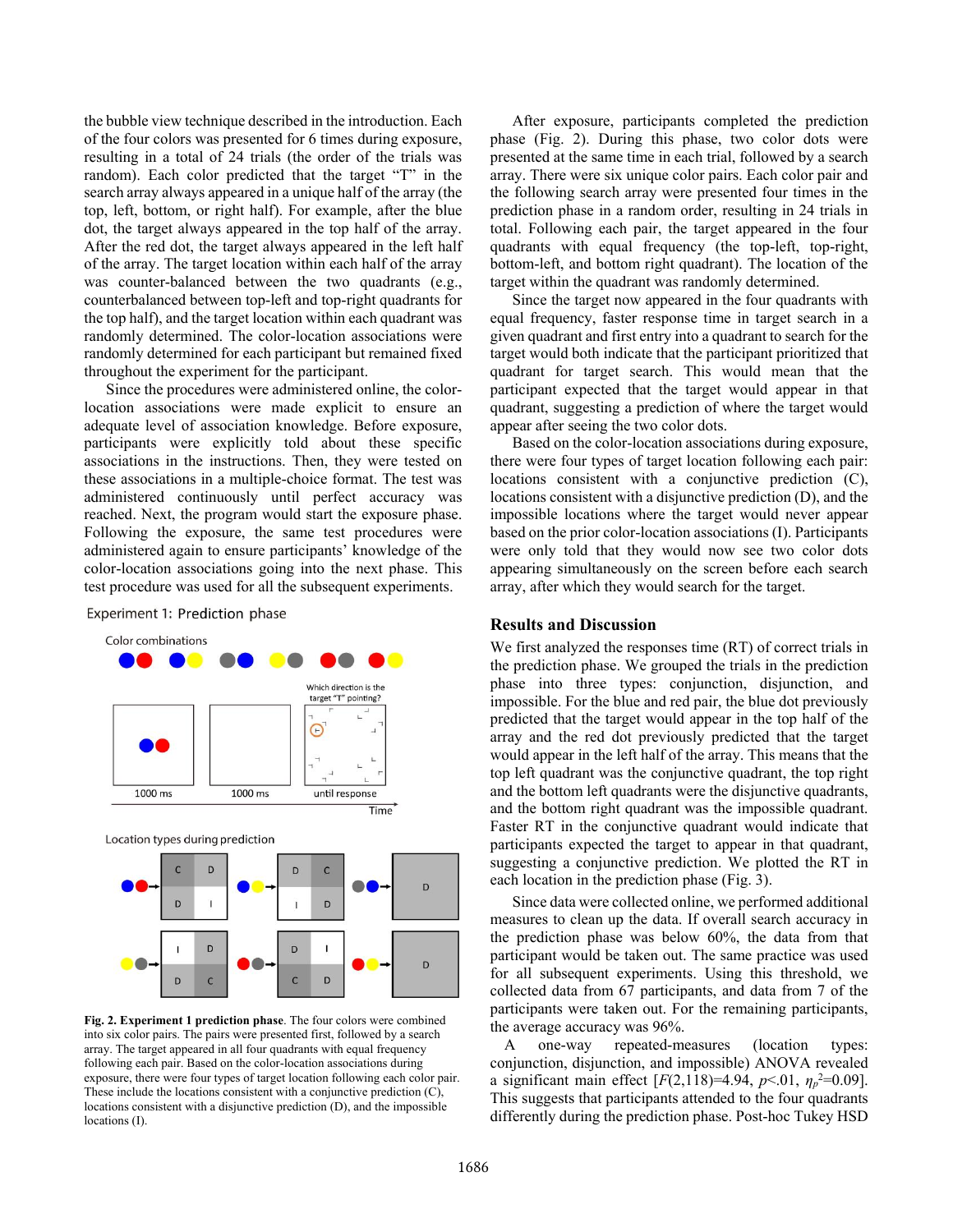the bubble view technique described in the introduction. Each of the four colors was presented for 6 times during exposure, resulting in a total of 24 trials (the order of the trials was random). Each color predicted that the target "T" in the search array always appeared in a unique half of the array (the top, left, bottom, or right half). For example, after the blue dot, the target always appeared in the top half of the array. After the red dot, the target always appeared in the left half of the array. The target location within each half of the array was counter-balanced between the two quadrants (e.g., counterbalanced between top-left and top-right quadrants for the top half), and the target location within each quadrant was randomly determined. The color-location associations were randomly determined for each participant but remained fixed throughout the experiment for the participant.

Since the procedures were administered online, the color-location associations were made explicit to ensure an adequate level of association knowledge. Before exposure, participants were explicitly told about these specific associations in the instructions. Then, they were tested on these associations in a multiple-choice format. The test was administered continuously until perfect accuracy was reached. Next, the program would start the exposure phase. Following the exposure, the same test procedures were administered again to ensure participants' knowledge of the color-location associations going into the next phase. This test procedure was used for all the subsequent experiments.

Experiment 1: Prediction phase

**Fig. 2. Experiment 1 prediction phase**. The four colors were combined into six color pairs. The pairs were presented first, followed by a search array. The target appeared in all four quadrants with equal frequency following each pair. Based on the color-location associations during exposure, there were four types of target location following each color pair. These include the locations consistent with a conjunctive prediction (C), locations consistent with a disjunctive prediction (D), and the impossible locations (I).

After exposure, participants completed the prediction phase (Fig. 2). During this phase, two color dots were presented at the same time in each trial, followed by a search array. There were six unique color pairs. Each color pair and the following search array were presented four times in the prediction phase in a random order, resulting in 24 trials in total. Following each pair, the target appeared in the four quadrants with equal frequency (the top-left, top-right, bottom-left, and bottom right quadrant). The location of the target within the quadrant was randomly determined.

Since the target now appeared in the four quadrants with equal frequency, faster response time in target search in a given quadrant and first entry into a quadrant to search for the target would both indicate that the participant prioritized that quadrant for target search. This would mean that the participant expected that the target would appear in that quadrant, suggesting a prediction of where the target would appear after seeing the two color dots.

Based on the color-location associations during exposure, there were four types of target location following each pair: locations consistent with a conjunctive prediction (C), locations consistent with a disjunctive prediction (D), and the impossible locations where the target would never appear based on the prior color-location associations (I). Participants were only told that they would now see two color dots appearing simultaneously on the screen before each search array, after which they would search for the target.

## Results and Discussion

We first analyzed the responses time (RT) of correct trials in the prediction phase. We grouped the trials in the prediction phase into three types: conjunction, disjunction, and impossible. For the blue and red pair, the blue dot previously predicted that the target would appear in the top half of the array and the red dot previously predicted that the target would appear in the left half of the array. This means that the top left quadrant was the conjunctive quadrant, the top right and the bottom left quadrants were the disjunctive quadrants, and the bottom right quadrant was the impossible quadrant. Faster RT in the conjunctive quadrant would indicate that participants expected the target to appear in that quadrant, suggesting a conjunctive prediction. We plotted the RT in each location in the prediction phase (Fig. 3).

Since data were collected online, we performed additional measures to clean up the data. If overall search accuracy in the prediction phase was below 60%, the data from that participant would be taken out. The same practice was used for all subsequent experiments. Using this threshold, we collected data from 67 participants, and data from 7 of the participants were taken out. For the remaining participants, the average accuracy was 96%.

A one-way repeated-measures (location types: conjunction, disjunction, and impossible) ANOVA revealed a significant main effect [$F(2,118)=4.94$, $p<.01$, $\eta_p^2=0.09$]. This suggests that participants attended to the four quadrants differently during the prediction phase. Post-hoc Tukey HSD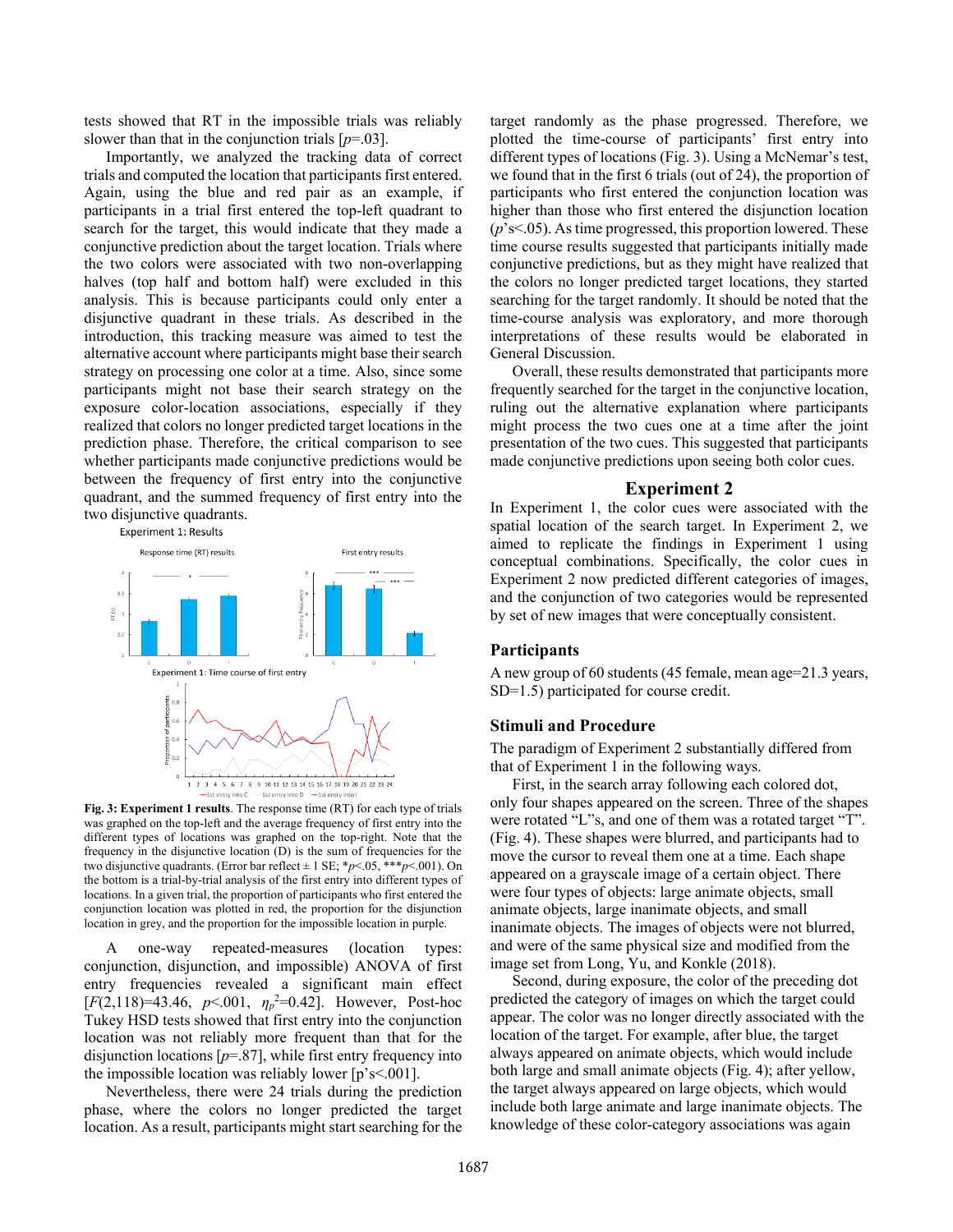tests showed that RT in the impossible trials was reliably slower than that in the conjunction trials [$p$=.03].

Importantly, we analyzed the tracking data of correct trials and computed the location that participants first entered. Again, using the blue and red pair as an example, if participants in a trial first entered the top-left quadrant to search for the target, this would indicate that they made a conjunctive prediction about the target location. Trials where the two colors were associated with two non-overlapping halves (top half and bottom half) were excluded in this analysis. This is because participants could only enter a disjunctive quadrant in these trials. As described in the introduction, this tracking measure was aimed to test the alternative account where participants might base their search strategy on processing one color at a time. Also, since some participants might not base their search strategy on the exposure color-location associations, especially if they realized that colors no longer predicted target locations in the prediction phase. Therefore, the critical comparison to see whether participants made conjunctive predictions would be between the frequency of first entry into the conjunctive quadrant, and the summed frequency of first entry into the two disjunctive quadrants.

**Fig. 3: Experiment 1 results**. The response time (RT) for each type of trials was graphed on the top-left and the average frequency of first entry into the different types of locations was graphed on the top-right. Note that the frequency in the disjunctive location (D) is the sum of frequencies for the two disjunctive quadrants. (Error bar reflect ± 1 SE; \*$p$<.05, \*\*\*$p$<.001). On the bottom is a trial-by-trial analysis of the first entry into different types of locations. In a given trial, the proportion of participants who first entered the conjunction location was plotted in red, the proportion for the disjunction location in grey, and the proportion for the impossible location in purple.

A one-way repeated-measures (location types: conjunction, disjunction, and impossible) ANOVA of first entry frequencies revealed a significant main effect [$F(2,118)=43.46$, $p<.001$, $\eta_p^2=0.42$]. However, Post-hoc Tukey HSD tests showed that first entry into the conjunction location was not reliably more frequent than that for the disjunction locations [$p$=.87], while first entry frequency into the impossible location was reliably lower [p's<.001].

Nevertheless, there were 24 trials during the prediction phase, where the colors no longer predicted the target location. As a result, participants might start searching for the target randomly as the phase progressed. Therefore, we plotted the time-course of participants' first entry into different types of locations (Fig. 3). Using a McNemar's test, we found that in the first 6 trials (out of 24), the proportion of participants who first entered the conjunction location was higher than those who first entered the disjunction location ($p$'s<.05). As time progressed, this proportion lowered. These time course results suggested that participants initially made conjunctive predictions, but as they might have realized that the colors no longer predicted target locations, they started searching for the target randomly. It should be noted that the time-course analysis was exploratory, and more thorough interpretations of these results would be elaborated in General Discussion.

Overall, these results demonstrated that participants more frequently searched for the target in the conjunctive location, ruling out the alternative explanation where participants might process the two cues one at a time after the joint presentation of the two cues. This suggested that participants made conjunctive predictions upon seeing both color cues.

# Experiment 2

In Experiment 1, the color cues were associated with the spatial location of the search target. In Experiment 2, we aimed to replicate the findings in Experiment 1 using conceptual combinations. Specifically, the color cues in Experiment 2 now predicted different categories of images, and the conjunction of two categories would be represented by set of new images that were conceptually consistent.

## Participants

A new group of 60 students (45 female, mean age=21.3 years, SD=1.5) participated for course credit.

## Stimuli and Procedure

The paradigm of Experiment 2 substantially differed from that of Experiment 1 in the following ways.

First, in the search array following each colored dot, only four shapes appeared on the screen. Three of the shapes were rotated "L"s, and one of them was a rotated target "T". (Fig. 4). These shapes were blurred, and participants had to move the cursor to reveal them one at a time. Each shape appeared on a grayscale image of a certain object. There were four types of objects: large animate objects, small animate objects, large inanimate objects, and small inanimate objects. The images of objects were not blurred, and were of the same physical size and modified from the image set from Long, Yu, and Konkle (2018).

Second, during exposure, the color of the preceding dot predicted the category of images on which the target could appear. The color was no longer directly associated with the location of the target. For example, after blue, the target always appeared on animate objects, which would include both large and small animate objects (Fig. 4); after yellow, the target always appeared on large objects, which would include both large animate and large inanimate objects. The knowledge of these color-category associations was again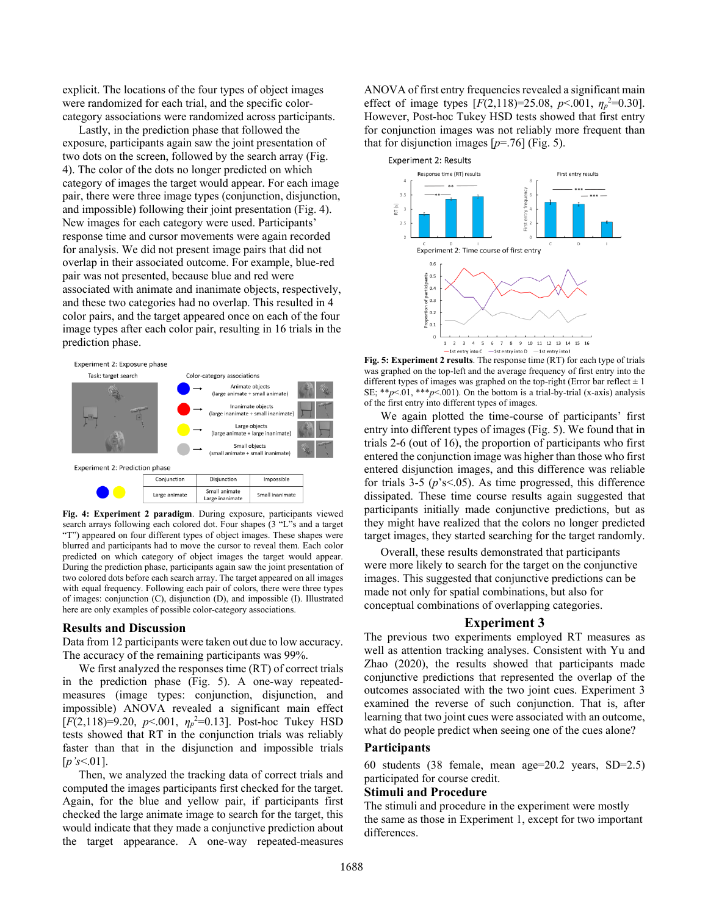explicit. The locations of the four types of object images were randomized for each trial, and the specific color-category associations were randomized across participants.

Lastly, in the prediction phase that followed the exposure, participants again saw the joint presentation of two dots on the screen, followed by the search array (Fig. 4). The color of the dots no longer predicted on which category of images the target would appear. For each image pair, there were three image types (conjunction, disjunction, and impossible) following their joint presentation (Fig. 4). New images for each category were used. Participants' response time and cursor movements were again recorded for analysis. We did not present image pairs that did not overlap in their associated outcome. For example, blue-red pair was not presented, because blue and red were associated with animate and inanimate objects, respectively, and these two categories had no overlap. This resulted in 4 color pairs, and the target appeared once on each of the four image types after each color pair, resulting in 16 trials in the prediction phase.

**Fig. 4: Experiment 2 paradigm**. During exposure, participants viewed search arrays following each colored dot. Four shapes (3 "L"s and a target "T") appeared on four different types of object images. These shapes were blurred and participants had to move the cursor to reveal them. Each color predicted on which category of object images the target would appear. During the prediction phase, participants again saw the joint presentation of two colored dots before each search array. The target appeared on all images with equal frequency. Following each pair of colors, there were three types of images: conjunction (C), disjunction (D), and impossible (I). Illustrated here are only examples of possible color-category associations.

## Results and Discussion

Data from 12 participants were taken out due to low accuracy. The accuracy of the remaining participants was 99%.

We first analyzed the responses time (RT) of correct trials in the prediction phase (Fig. 5). A one-way repeated-measures (image types: conjunction, disjunction, and impossible) ANOVA revealed a significant main effect [$F(2,118)=9.20$, $p<.001$, $\eta_p^2=0.13$]. Post-hoc Tukey HSD tests showed that RT in the conjunction trials was reliably faster than that in the disjunction and impossible trials [*p's*<.01].

Then, we analyzed the tracking data of correct trials and computed the images participants first checked for the target. Again, for the blue and yellow pair, if participants first checked the large animate image to search for the target, this would indicate that they made a conjunctive prediction about the target appearance. A one-way repeated-measures ANOVA of first entry frequencies revealed a significant main effect of image types [$F(2,118)=25.08$, $p<.001$, $\eta_p^2=0.30$]. However, Post-hoc Tukey HSD tests showed that first entry for conjunction images was not reliably more frequent than that for disjunction images [$p=.76$] (Fig. 5).

**Fig. 5: Experiment 2 results**. The response time (RT) for each type of trials was graphed on the top-left and the average frequency of first entry into the different types of images was graphed on the top-right (Error bar reflect ± 1 SE; $**p<.01$, $***p<.001$). On the bottom is a trial-by-trial (x-axis) analysis of the first entry into different types of images.

We again plotted the time-course of participants' first entry into different types of images (Fig. 5). We found that in trials 2-6 (out of 16), the proportion of participants who first entered the conjunction image was higher than those who first entered disjunction images, and this difference was reliable for trials 3-5 (*p*'s<.05). As time progressed, this difference dissipated. These time course results again suggested that participants initially made conjunctive predictions, but as they might have realized that the colors no longer predicted target images, they started searching for the target randomly.

Overall, these results demonstrated that participants were more likely to search for the target on the conjunctive images. This suggested that conjunctive predictions can be made not only for spatial combinations, but also for conceptual combinations of overlapping categories.

# Experiment 3

The previous two experiments employed RT measures as well as attention tracking analyses. Consistent with Yu and Zhao (2020), the results showed that participants made conjunctive predictions that represented the overlap of the outcomes associated with the two joint cues. Experiment 3 examined the reverse of such conjunction. That is, after learning that two joint cues were associated with an outcome, what do people predict when seeing one of the cues alone?

## Participants

60 students (38 female, mean age=20.2 years, SD=2.5) participated for course credit.

## Stimuli and Procedure

The stimuli and procedure in the experiment were mostly the same as those in Experiment 1, except for two important differences.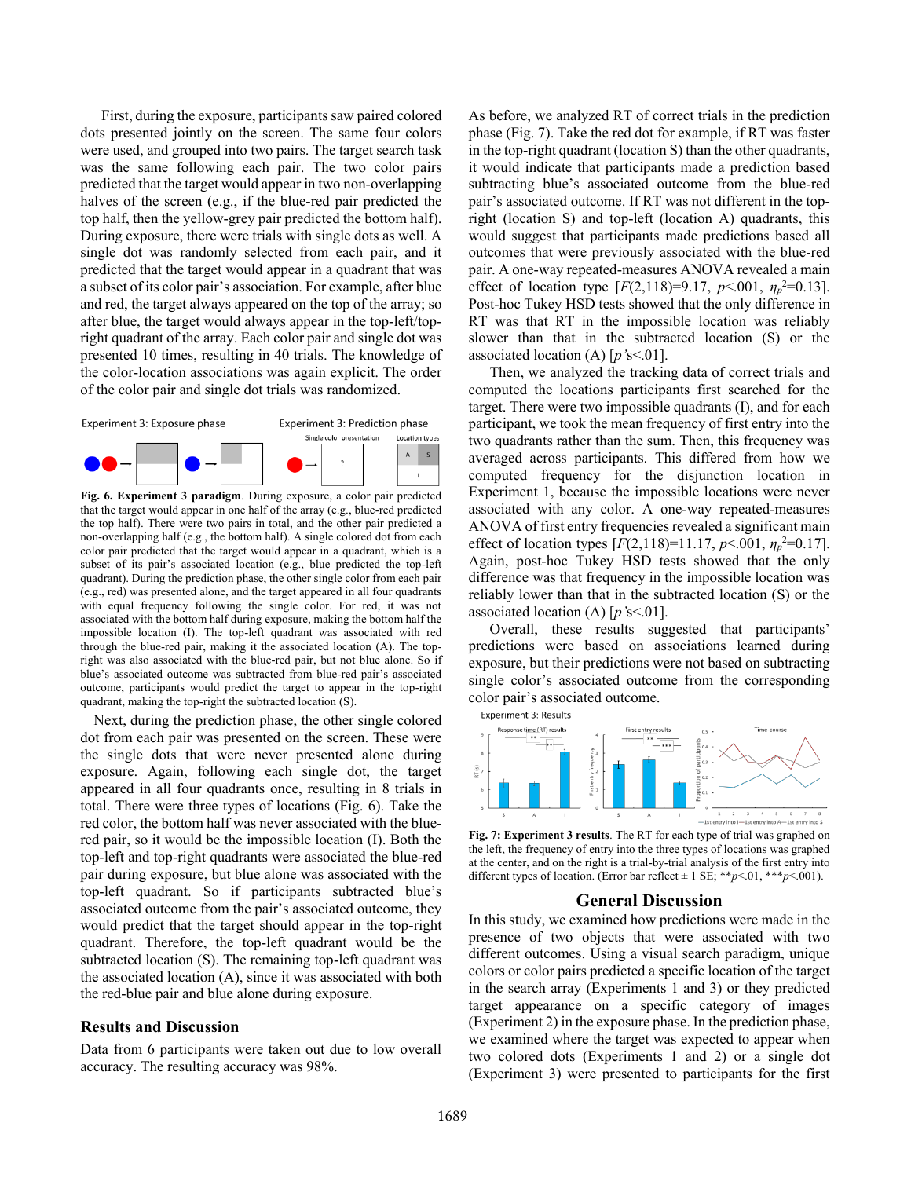First, during the exposure, participants saw paired colored dots presented jointly on the screen. The same four colors were used, and grouped into two pairs. The target search task was the same following each pair. The two color pairs predicted that the target would appear in two non-overlapping halves of the screen (e.g., if the blue-red pair predicted the top half, then the yellow-grey pair predicted the bottom half). During exposure, there were trials with single dots as well. A single dot was randomly selected from each pair, and it predicted that the target would appear in a quadrant that was a subset of its color pair's association. For example, after blue and red, the target always appeared on the top of the array; so after blue, the target would always appear in the top-left/top-right quadrant of the array. Each color pair and single dot was presented 10 times, resulting in 40 trials. The knowledge of the color-location associations was again explicit. The order of the color pair and single dot trials was randomized.

**Fig. 6. Experiment 3 paradigm**. During exposure, a color pair predicted that the target would appear in one half of the array (e.g., blue-red predicted the top half). There were two pairs in total, and the other pair predicted a non-overlapping half (e.g., the bottom half). A single colored dot from each color pair predicted that the target would appear in a quadrant, which is a subset of its pair's associated location (e.g., blue predicted the top-left quadrant). During the prediction phase, the other single color from each pair (e.g., red) was presented alone, and the target appeared in all four quadrants with equal frequency following the single color. For red, it was not associated with the bottom half during exposure, making the bottom half the impossible location (I). The top-left quadrant was associated with red through the blue-red pair, making it the associated location (A). The top-right was also associated with the blue-red pair, but not blue alone. So if blue's associated outcome was subtracted from blue-red pair's associated outcome, participants would predict the target to appear in the top-right quadrant, making the top-right the subtracted location (S).

Next, during the prediction phase, the other single colored dot from each pair was presented on the screen. These were the single dots that were never presented alone during exposure. Again, following each single dot, the target appeared in all four quadrants once, resulting in 8 trials in total. There were three types of locations (Fig. 6). Take the red color, the bottom half was never associated with the blue-red pair, so it would be the impossible location (I). Both the top-left and top-right quadrants were associated the blue-red pair during exposure, but blue alone was associated with the top-left quadrant. So if participants subtracted blue's associated outcome from the pair's associated outcome, they would predict that the target should appear in the top-right quadrant. Therefore, the top-left quadrant would be the subtracted location (S). The remaining top-left quadrant was the associated location (A), since it was associated with both the red-blue pair and blue alone during exposure.

## Results and Discussion

Data from 6 participants were taken out due to low overall accuracy. The resulting accuracy was 98%.

As before, we analyzed RT of correct trials in the prediction phase (Fig. 7). Take the red dot for example, if RT was faster in the top-right quadrant (location S) than the other quadrants, it would indicate that participants made a prediction based subtracting blue's associated outcome from the blue-red pair's associated outcome. If RT was not different in the top-right (location S) and top-left (location A) quadrants, this would suggest that participants made predictions based all outcomes that were previously associated with the blue-red pair. A one-way repeated-measures ANOVA revealed a main effect of location type [$F(2,118)=9.17$, $p<.001$, $\eta_p^2=0.13$]. Post-hoc Tukey HSD tests showed that the only difference in RT was that RT in the impossible location was reliably slower than that in the subtracted location (S) or the associated location (A) [$p$'s<.01].

Then, we analyzed the tracking data of correct trials and computed the locations participants first searched for the target. There were two impossible quadrants (I), and for each participant, we took the mean frequency of first entry into the two quadrants rather than the sum. Then, this frequency was averaged across participants. This differed from how we computed frequency for the disjunction location in Experiment 1, because the impossible locations were never associated with any color. A one-way repeated-measures ANOVA of first entry frequencies revealed a significant main effect of location types [$F(2,118)=11.17$, $p<.001$, $\eta_p^2=0.17$]. Again, post-hoc Tukey HSD tests showed that the only difference was that frequency in the impossible location was reliably lower than that in the subtracted location (S) or the associated location (A) [$p$'s<.01].

Overall, these results suggested that participants' predictions were based on associations learned during exposure, but their predictions were not based on subtracting single color's associated outcome from the corresponding color pair's associated outcome.

**Fig. 7: Experiment 3 results**. The RT for each type of trial was graphed on the left, the frequency of entry into the three types of locations was graphed at the center, and on the right is a trial-by-trial analysis of the first entry into different types of location. (Error bar reflect ± 1 SE; **$p$<.01, ***$p$<.001).

## General Discussion

In this study, we examined how predictions were made in the presence of two objects that were associated with two different outcomes. Using a visual search paradigm, unique colors or color pairs predicted a specific location of the target in the search array (Experiments 1 and 3) or they predicted target appearance on a specific category of images (Experiment 2) in the exposure phase. In the prediction phase, we examined where the target was expected to appear when two colored dots (Experiments 1 and 2) or a single dot (Experiment 3) were presented to participants for the first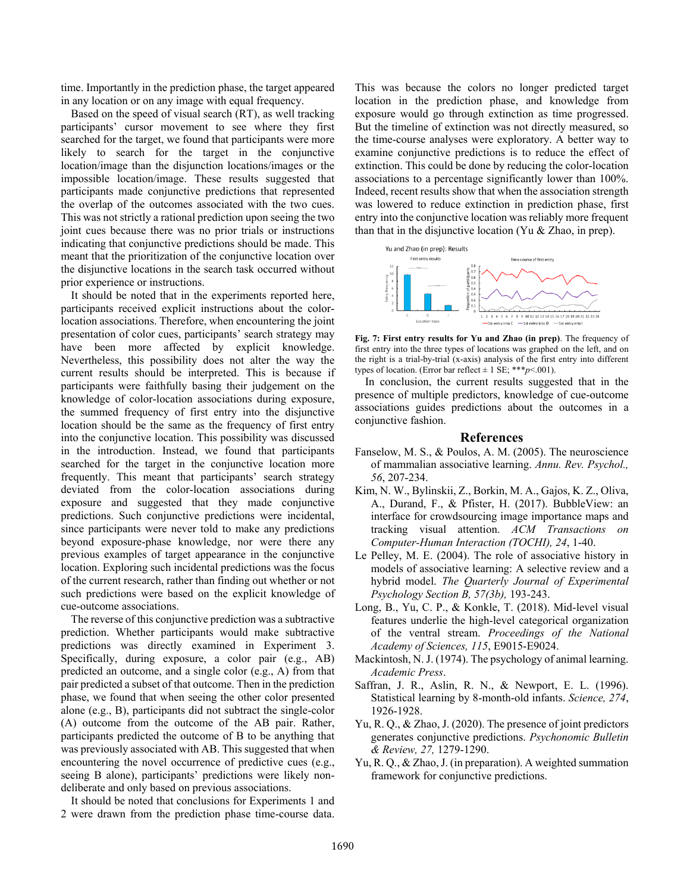time. Importantly in the prediction phase, the target appeared in any location or on any image with equal frequency.

Based on the speed of visual search (RT), as well tracking participants' cursor movement to see where they first searched for the target, we found that participants were more likely to search for the target in the conjunctive location/image than the disjunction locations/images or the impossible location/image. These results suggested that participants made conjunctive predictions that represented the overlap of the outcomes associated with the two cues. This was not strictly a rational prediction upon seeing the two joint cues because there was no prior trials or instructions indicating that conjunctive predictions should be made. This meant that the prioritization of the conjunctive location over the disjunctive locations in the search task occurred without prior experience or instructions.

It should be noted that in the experiments reported here, participants received explicit instructions about the color-location associations. Therefore, when encountering the joint presentation of color cues, participants' search strategy may have been more affected by explicit knowledge. Nevertheless, this possibility does not alter the way the current results should be interpreted. This is because if participants were faithfully basing their judgement on the knowledge of color-location associations during exposure, the summed frequency of first entry into the disjunctive location should be the same as the frequency of first entry into the conjunctive location. This possibility was discussed in the introduction. Instead, we found that participants searched for the target in the conjunctive location more frequently. This meant that participants' search strategy deviated from the color-location associations during exposure and suggested that they made conjunctive predictions. Such conjunctive predictions were incidental, since participants were never told to make any predictions beyond exposure-phase knowledge, nor were there any previous examples of target appearance in the conjunctive location. Exploring such incidental predictions was the focus of the current research, rather than finding out whether or not such predictions were based on the explicit knowledge of cue-outcome associations.

The reverse of this conjunctive prediction was a subtractive prediction. Whether participants would make subtractive predictions was directly examined in Experiment 3. Specifically, during exposure, a color pair (e.g., AB) predicted an outcome, and a single color (e.g., A) from that pair predicted a subset of that outcome. Then in the prediction phase, we found that when seeing the other color presented alone (e.g., B), participants did not subtract the single-color (A) outcome from the outcome of the AB pair. Rather, participants predicted the outcome of B to be anything that was previously associated with AB. This suggested that when encountering the novel occurrence of predictive cues (e.g., seeing B alone), participants' predictions were likely non-deliberate and only based on previous associations.

It should be noted that conclusions for Experiments 1 and 2 were drawn from the prediction phase time-course data. This was because the colors no longer predicted target location in the prediction phase, and knowledge from exposure would go through extinction as time progressed. But the timeline of extinction was not directly measured, so the time-course analyses were exploratory. A better way to examine conjunctive predictions is to reduce the effect of extinction. This could be done by reducing the color-location associations to a percentage significantly lower than 100%. Indeed, recent results show that when the association strength was lowered to reduce extinction in prediction phase, first entry into the conjunctive location was reliably more frequent than that in the disjunctive location (Yu & Zhao, in prep).

Yu and Zhao (in prep): Results

First entry results

Entry frequency

12
10
8
6
4
2
0

\*\*\*

\*\*\*

C D I

Location type

Time course of first entry

Proportion of participants

0.8
0.7
0.6
0.5
0.4
0.3
0.2
0.1
0

1 2 3 4 5 6 7 8 9 10 11 12 13 14 15 16 17 18 19 20 21 22 23 24

1st entry into C — 1st entry into D — 1st entry into I

**Fig. 7: First entry results for Yu and Zhao (in prep)**. The frequency of first entry into the three types of locations was graphed on the left, and on the right is a trial-by-trial (x-axis) analysis of the first entry into different types of location. (Error bar reflect ± 1 SE; ***$p$<.001).

In conclusion, the current results suggested that in the presence of multiple predictors, knowledge of cue-outcome associations guides predictions about the outcomes in a conjunctive fashion.

## References

Fanselow, M. S., & Poulos, A. M. (2005). The neuroscience of mammalian associative learning. *Annu. Rev. Psychol., 56*, 207-234.

Kim, N. W., Bylinskii, Z., Borkin, M. A., Gajos, K. Z., Oliva, A., Durand, F., & Pfister, H. (2017). BubbleView: an interface for crowdsourcing image importance maps and tracking visual attention. *ACM Transactions on Computer-Human Interaction (TOCHI), 24*, 1-40.

Le Pelley, M. E. (2004). The role of associative history in models of associative learning: A selective review and a hybrid model. *The Quarterly Journal of Experimental Psychology Section B, 57(3b),* 193-243.

Long, B., Yu, C. P., & Konkle, T. (2018). Mid-level visual features underlie the high-level categorical organization of the ventral stream. *Proceedings of the National Academy of Sciences, 115*, E9015-E9024.

Mackintosh, N. J. (1974). The psychology of animal learning. *Academic Press*.

Saffran, J. R., Aslin, R. N., & Newport, E. L. (1996). Statistical learning by 8-month-old infants. *Science, 274*, 1926-1928.

Yu, R. Q., & Zhao, J. (2020). The presence of joint predictors generates conjunctive predictions. *Psychonomic Bulletin & Review, 27,* 1279-1290.

Yu, R. Q., & Zhao, J. (in preparation). A weighted summation framework for conjunctive predictions.